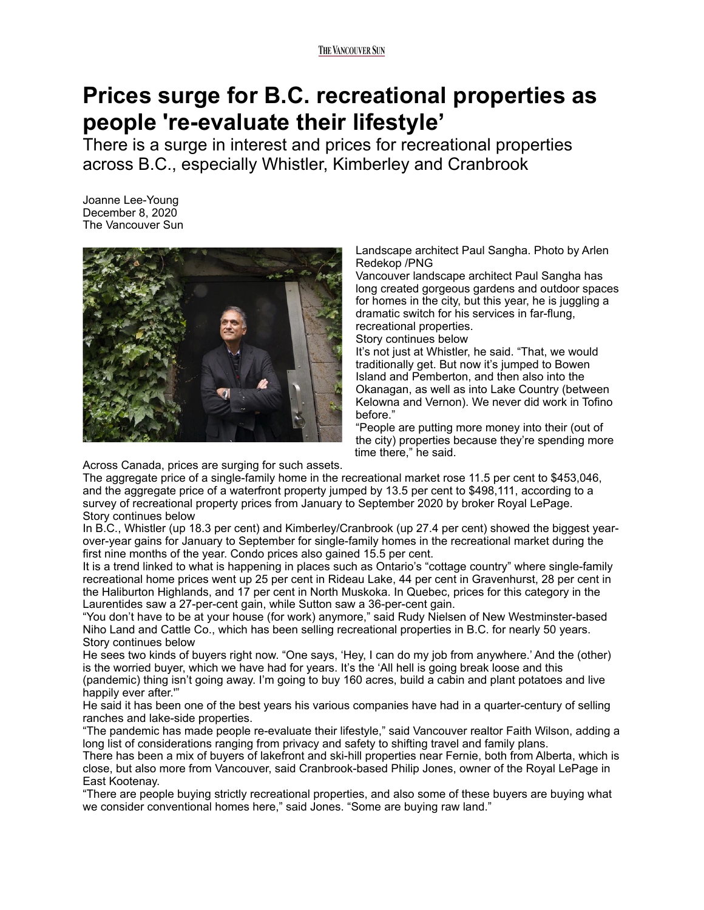# Prices surge for B.C. recreational properties as people 're-evaluate their lifestyle'

There is a surge in interest and prices for recreational properties across B.C., especially Whistler, Kimberley and Cranbrook

Joanne Lee-Young
December 8, 2020
The Vancouver Sun

Landscape architect Paul Sangha. Photo by Arlen Redekop /PNG

Vancouver landscape architect Paul Sangha has long created gorgeous gardens and outdoor spaces for homes in the city, but this year, he is juggling a dramatic switch for his services in far-flung, recreational properties.

Story continues below

It's not just at Whistler, he said. "That, we would traditionally get. But now it's jumped to Bowen Island and Pemberton, and then also into the Okanagan, as well as into Lake Country (between Kelowna and Vernon). We never did work in Tofino before."

"People are putting more money into their (out of the city) properties because they're spending more time there," he said.

Across Canada, prices are surging for such assets.

The aggregate price of a single-family home in the recreational market rose 11.5 per cent to $453,046, and the aggregate price of a waterfront property jumped by 13.5 per cent to $498,111, according to a survey of recreational property prices from January to September 2020 by broker Royal LePage.

Story continues below

In B.C., Whistler (up 18.3 per cent) and Kimberley/Cranbrook (up 27.4 per cent) showed the biggest year-over-year gains for January to September for single-family homes in the recreational market during the first nine months of the year. Condo prices also gained 15.5 per cent.

It is a trend linked to what is happening in places such as Ontario's "cottage country" where single-family recreational home prices went up 25 per cent in Rideau Lake, 44 per cent in Gravenhurst, 28 per cent in the Haliburton Highlands, and 17 per cent in North Muskoka. In Quebec, prices for this category in the Laurentides saw a 27-per-cent gain, while Sutton saw a 36-per-cent gain.

"You don't have to be at your house (for work) anymore," said Rudy Nielsen of New Westminster-based Niho Land and Cattle Co., which has been selling recreational properties in B.C. for nearly 50 years.

Story continues below

He sees two kinds of buyers right now. "One says, 'Hey, I can do my job from anywhere.' And the (other) is the worried buyer, which we have had for years. It's the 'All hell is going break loose and this (pandemic) thing isn't going away. I'm going to buy 160 acres, build a cabin and plant potatoes and live happily ever after.'"

He said it has been one of the best years his various companies have had in a quarter-century of selling ranches and lake-side properties.

"The pandemic has made people re-evaluate their lifestyle," said Vancouver realtor Faith Wilson, adding a long list of considerations ranging from privacy and safety to shifting travel and family plans.

There has been a mix of buyers of lakefront and ski-hill properties near Fernie, both from Alberta, which is close, but also more from Vancouver, said Cranbrook-based Philip Jones, owner of the Royal LePage in East Kootenay.

"There are people buying strictly recreational properties, and also some of these buyers are buying what we consider conventional homes here," said Jones. "Some are buying raw land."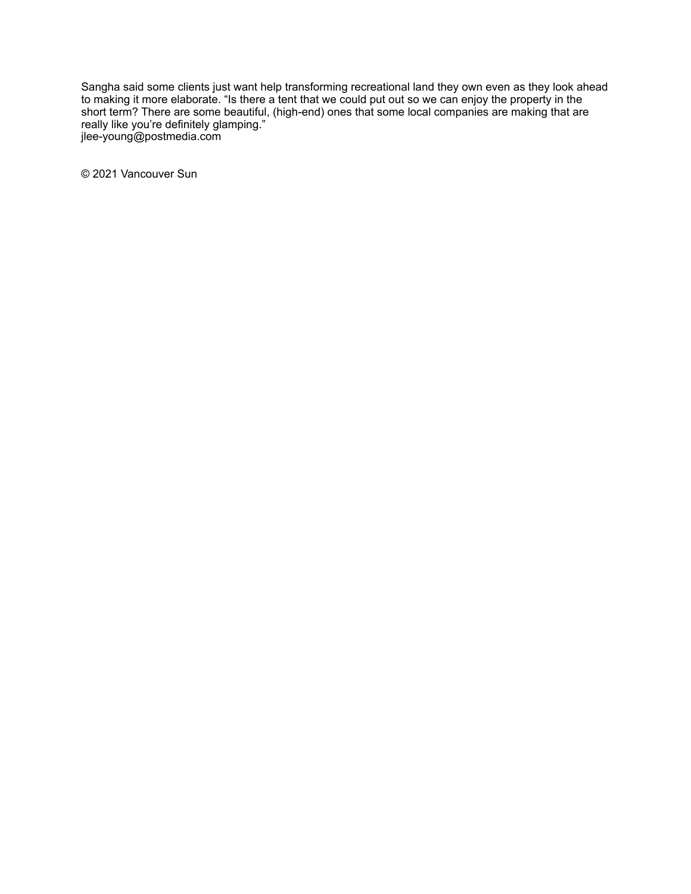Sangha said some clients just want help transforming recreational land they own even as they look ahead to making it more elaborate. “Is there a tent that we could put out so we can enjoy the property in the short term? There are some beautiful, (high-end) ones that some local companies are making that are really like you’re definitely glamping.”

jlee-young@postmedia.com

© 2021 Vancouver Sun